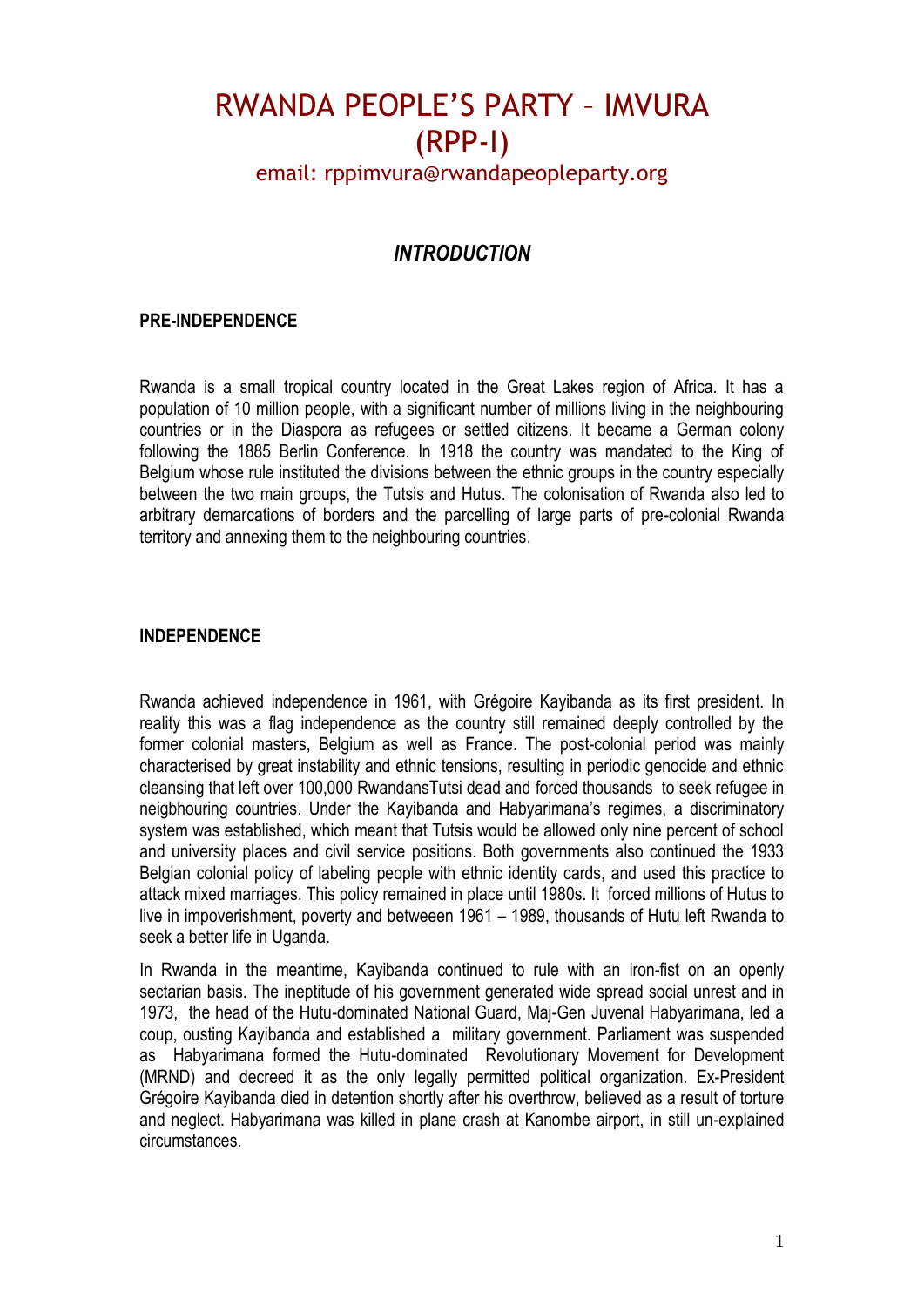# RWANDA PEOPLE'S PARTY – IMVURA (RPP-I)

email: rppimvura@rwandapeopleparty.org

## *INTRODUCTION*

### PRE-INDEPENDENCE

Rwanda is a small tropical country located in the Great Lakes region of Africa. It has a population of 10 million people, with a significant number of millions living in the neighbouring countries or in the Diaspora as refugees or settled citizens. It became a German colony following the 1885 Berlin Conference. In 1918 the country was mandated to the King of Belgium whose rule instituted the divisions between the ethnic groups in the country especially between the two main groups, the Tutsis and Hutus. The colonisation of Rwanda also led to arbitrary demarcations of borders and the parcelling of large parts of pre-colonial Rwanda territory and annexing them to the neighbouring countries.

### INDEPENDENCE

Rwanda achieved independence in 1961, with Grégoire Kayibanda as its first president. In reality this was a flag independence as the country still remained deeply controlled by the former colonial masters, Belgium as well as France. The post-colonial period was mainly characterised by great instability and ethnic tensions, resulting in periodic genocide and ethnic cleansing that left over 100,000 RwandansTutsi dead and forced thousands to seek refugee in neigbhouring countries. Under the Kayibanda and Habyarimana's regimes, a discriminatory system was established, which meant that Tutsis would be allowed only nine percent of school and university places and civil service positions. Both governments also continued the 1933 Belgian colonial policy of labeling people with ethnic identity cards, and used this practice to attack mixed marriages. This policy remained in place until 1980s. It forced millions of Hutus to live in impoverishment, poverty and betweeen 1961 – 1989, thousands of Hutu left Rwanda to seek a better life in Uganda.

In Rwanda in the meantime, Kayibanda continued to rule with an iron-fist on an openly sectarian basis. The ineptitude of his government generated wide spread social unrest and in 1973, the head of the Hutu-dominated National Guard, Maj-Gen Juvenal Habyarimana, led a coup, ousting Kayibanda and established a military government. Parliament was suspended as Habyarimana formed the Hutu-dominated Revolutionary Movement for Development (MRND) and decreed it as the only legally permitted political organization. Ex-President Grégoire Kayibanda died in detention shortly after his overthrow, believed as a result of torture and neglect. Habyarimana was killed in plane crash at Kanombe airport, in still un-explained circumstances.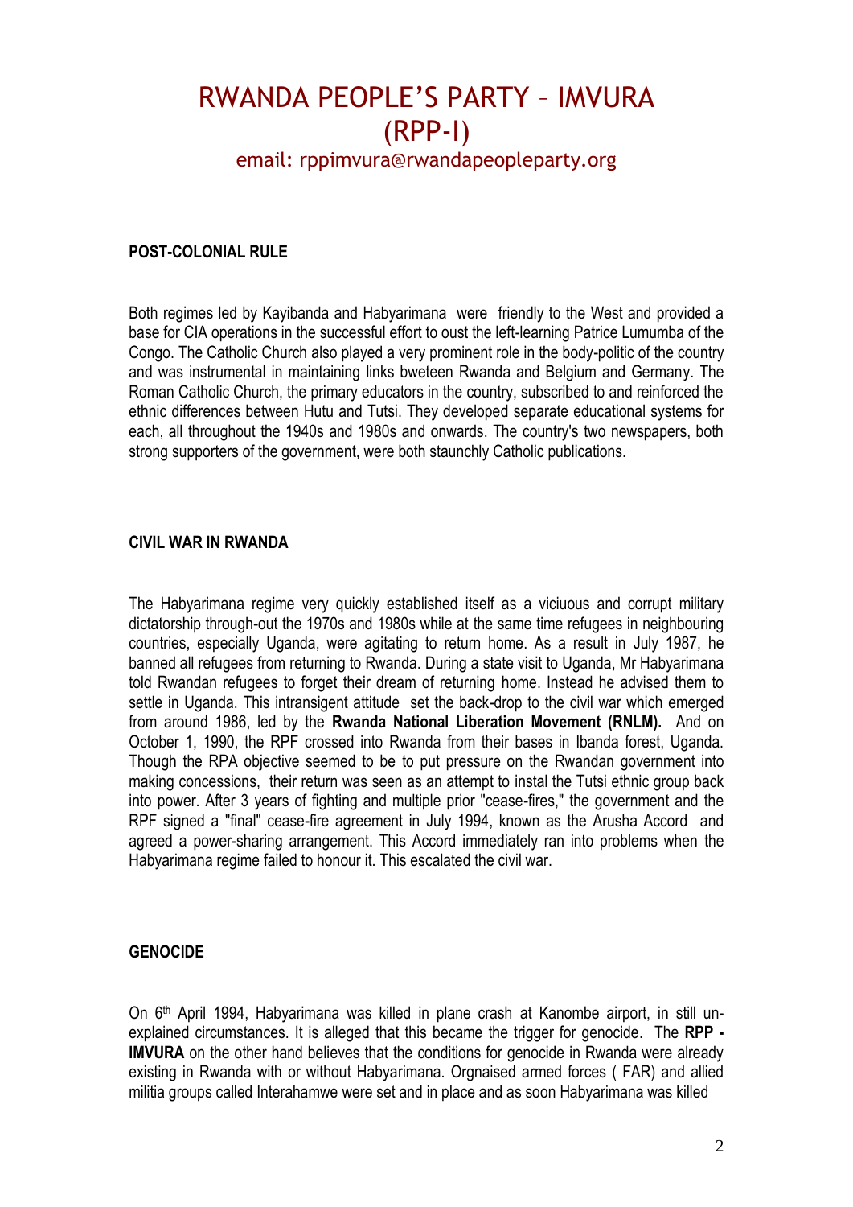# RWANDA PEOPLE'S PARTY – IMVURA (RPP-I)

email: rppimvura@rwandapeopleparty.org

**POST-COLONIAL RULE**

Both regimes led by Kayibanda and Habyarimana were friendly to the West and provided a base for CIA operations in the successful effort to oust the left-learning Patrice Lumumba of the Congo. The Catholic Church also played a very prominent role in the body-politic of the country and was instrumental in maintaining links bweteen Rwanda and Belgium and Germany. The Roman Catholic Church, the primary educators in the country, subscribed to and reinforced the ethnic differences between Hutu and Tutsi. They developed separate educational systems for each, all throughout the 1940s and 1980s and onwards. The country's two newspapers, both strong supporters of the government, were both staunchly Catholic publications.

**CIVIL WAR IN RWANDA**

The Habyarimana regime very quickly established itself as a viciuous and corrupt military dictatorship through-out the 1970s and 1980s while at the same time refugees in neighbouring countries, especially Uganda, were agitating to return home. As a result in July 1987, he banned all refugees from returning to Rwanda. During a state visit to Uganda, Mr Habyarimana told Rwandan refugees to forget their dream of returning home. Instead he advised them to settle in Uganda. This intransigent attitude set the back-drop to the civil war which emerged from around 1986, led by the **Rwanda National Liberation Movement (RNLM).** And on October 1, 1990, the RPF crossed into Rwanda from their bases in Ibanda forest, Uganda. Though the RPA objective seemed to be to put pressure on the Rwandan government into making concessions, their return was seen as an attempt to instal the Tutsi ethnic group back into power. After 3 years of fighting and multiple prior "cease-fires," the government and the RPF signed a "final" cease-fire agreement in July 1994, known as the Arusha Accord and agreed a power-sharing arrangement. This Accord immediately ran into problems when the Habyarimana regime failed to honour it. This escalated the civil war.

**GENOCIDE**

On 6th April 1994, Habyarimana was killed in plane crash at Kanombe airport, in still un-explained circumstances. It is alleged that this became the trigger for genocide. The **RPP - IMVURA** on the other hand believes that the conditions for genocide in Rwanda were already existing in Rwanda with or without Habyarimana. Orgnaised armed forces ( FAR) and allied militia groups called Interahamwe were set and in place and as soon Habyarimana was killed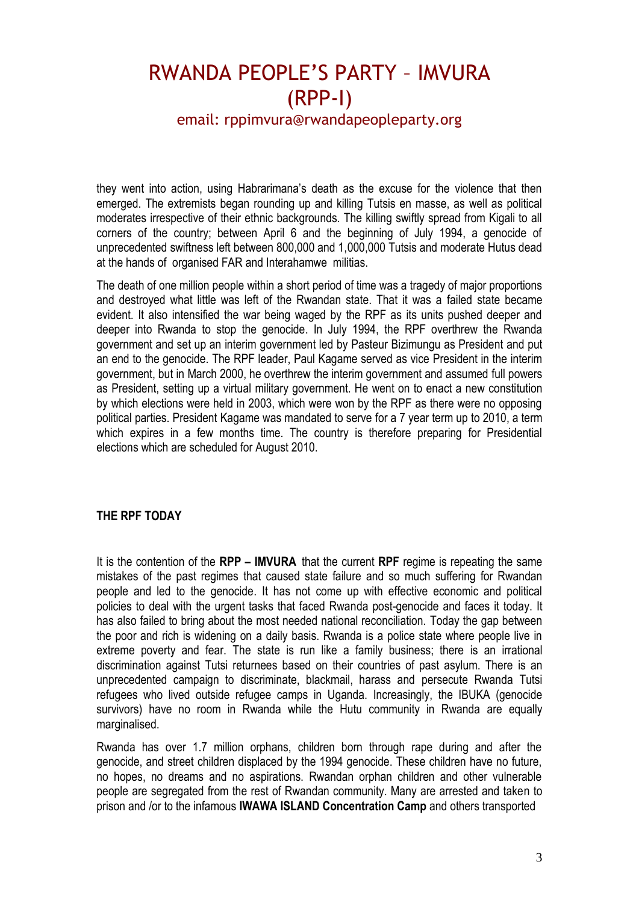they went into action, using Habrarimana's death as the excuse for the violence that then emerged. The extremists began rounding up and killing Tutsis en masse, as well as political moderates irrespective of their ethnic backgrounds. The killing swiftly spread from Kigali to all corners of the country; between April 6 and the beginning of July 1994, a genocide of unprecedented swiftness left between 800,000 and 1,000,000 Tutsis and moderate Hutus dead at the hands of organised FAR and Interahamwe militias.

The death of one million people within a short period of time was a tragedy of major proportions and destroyed what little was left of the Rwandan state. That it was a failed state became evident. It also intensified the war being waged by the RPF as its units pushed deeper and deeper into Rwanda to stop the genocide. In July 1994, the RPF overthrew the Rwanda government and set up an interim government led by Pasteur Bizimungu as President and put an end to the genocide. The RPF leader, Paul Kagame served as vice President in the interim government, but in March 2000, he overthrew the interim government and assumed full powers as President, setting up a virtual military government. He went on to enact a new constitution by which elections were held in 2003, which were won by the RPF as there were no opposing political parties. President Kagame was mandated to serve for a 7 year term up to 2010, a term which expires in a few months time. The country is therefore preparing for Presidential elections which are scheduled for August 2010.

## THE RPF TODAY

It is the contention of the **RPP – IMVURA** that the current **RPF** regime is repeating the same mistakes of the past regimes that caused state failure and so much suffering for Rwandan people and led to the genocide. It has not come up with effective economic and political policies to deal with the urgent tasks that faced Rwanda post-genocide and faces it today. It has also failed to bring about the most needed national reconciliation. Today the gap between the poor and rich is widening on a daily basis. Rwanda is a police state where people live in extreme poverty and fear. The state is run like a family business; there is an irrational discrimination against Tutsi returnees based on their countries of past asylum. There is an unprecedented campaign to discriminate, blackmail, harass and persecute Rwanda Tutsi refugees who lived outside refugee camps in Uganda. Increasingly, the IBUKA (genocide survivors) have no room in Rwanda while the Hutu community in Rwanda are equally marginalised.

Rwanda has over 1.7 million orphans, children born through rape during and after the genocide, and street children displaced by the 1994 genocide. These children have no future, no hopes, no dreams and no aspirations. Rwandan orphan children and other vulnerable people are segregated from the rest of Rwandan community. Many are arrested and taken to prison and /or to the infamous **IWAWA ISLAND Concentration Camp** and others transported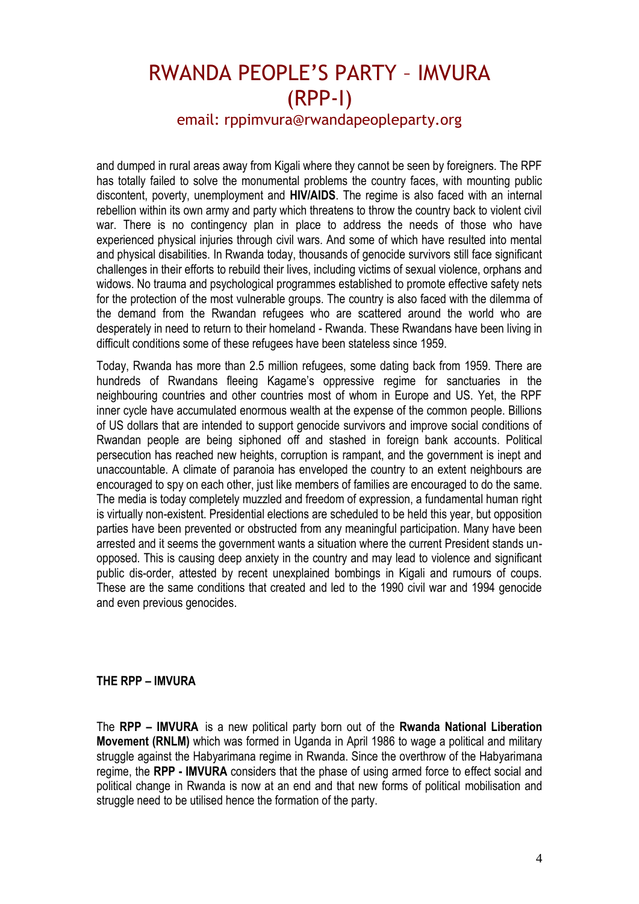and dumped in rural areas away from Kigali where they cannot be seen by foreigners. The RPF has totally failed to solve the monumental problems the country faces, with mounting public discontent, poverty, unemployment and **HIV/AIDS**. The regime is also faced with an internal rebellion within its own army and party which threatens to throw the country back to violent civil war. There is no contingency plan in place to address the needs of those who have experienced physical injuries through civil wars. And some of which have resulted into mental and physical disabilities. In Rwanda today, thousands of genocide survivors still face significant challenges in their efforts to rebuild their lives, including victims of sexual violence, orphans and widows. No trauma and psychological programmes established to promote effective safety nets for the protection of the most vulnerable groups. The country is also faced with the dilemma of the demand from the Rwandan refugees who are scattered around the world who are desperately in need to return to their homeland - Rwanda. These Rwandans have been living in difficult conditions some of these refugees have been stateless since 1959.

Today, Rwanda has more than 2.5 million refugees, some dating back from 1959. There are hundreds of Rwandans fleeing Kagame's oppressive regime for sanctuaries in the neighbouring countries and other countries most of whom in Europe and US. Yet, the RPF inner cycle have accumulated enormous wealth at the expense of the common people. Billions of US dollars that are intended to support genocide survivors and improve social conditions of Rwandan people are being siphoned off and stashed in foreign bank accounts. Political persecution has reached new heights, corruption is rampant, and the government is inept and unaccountable. A climate of paranoia has enveloped the country to an extent neighbours are encouraged to spy on each other, just like members of families are encouraged to do the same. The media is today completely muzzled and freedom of expression, a fundamental human right is virtually non-existent. Presidential elections are scheduled to be held this year, but opposition parties have been prevented or obstructed from any meaningful participation. Many have been arrested and it seems the government wants a situation where the current President stands un-opposed. This is causing deep anxiety in the country and may lead to violence and significant public dis-order, attested by recent unexplained bombings in Kigali and rumours of coups. These are the same conditions that created and led to the 1990 civil war and 1994 genocide and even previous genocides.

## THE RPP – IMVURA

The **RPP – IMVURA** is a new political party born out of the **Rwanda National Liberation Movement (RNLM)** which was formed in Uganda in April 1986 to wage a political and military struggle against the Habyarimana regime in Rwanda. Since the overthrow of the Habyarimana regime, the **RPP - IMVURA** considers that the phase of using armed force to effect social and political change in Rwanda is now at an end and that new forms of political mobilisation and struggle need to be utilised hence the formation of the party.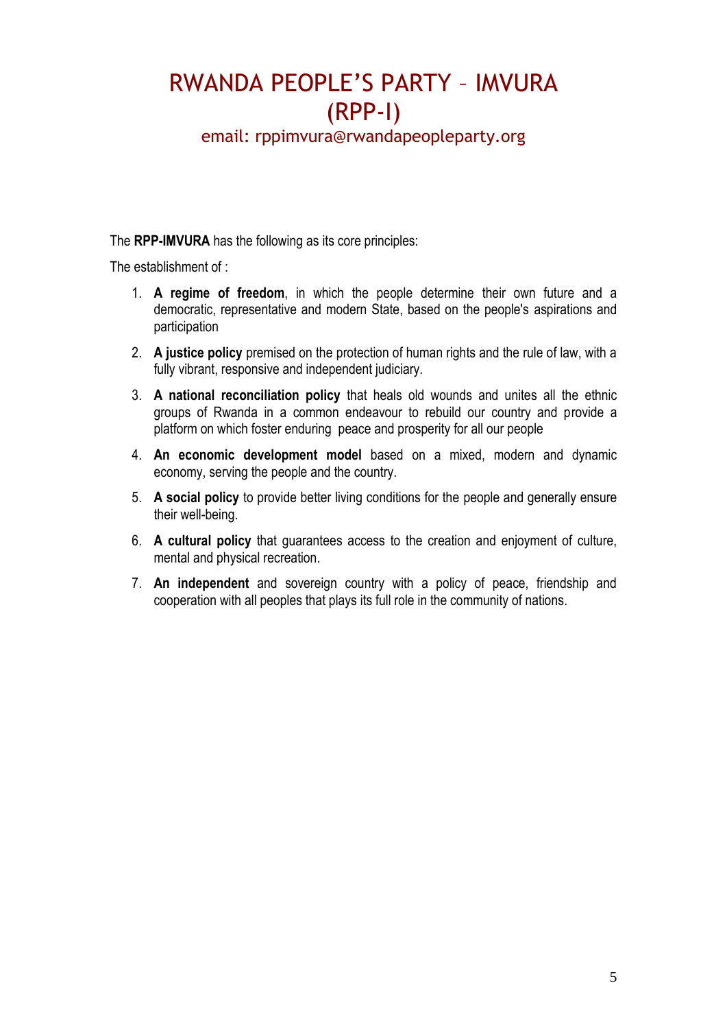# RWANDA PEOPLE'S PARTY – IMVURA (RPP-I)

email: rppimvura@rwandapeopleparty.org

The **RPP-IMVURA** has the following as its core principles:

The establishment of :

1. **A regime of freedom**, in which the people determine their own future and a democratic, representative and modern State, based on the people's aspirations and participation
2. **A justice policy** premised on the protection of human rights and the rule of law, with a fully vibrant, responsive and independent judiciary.
3. **A national reconciliation policy** that heals old wounds and unites all the ethnic groups of Rwanda in a common endeavour to rebuild our country and provide a platform on which foster enduring peace and prosperity for all our people
4. **An economic development model** based on a mixed, modern and dynamic economy, serving the people and the country.
5. **A social policy** to provide better living conditions for the people and generally ensure their well-being.
6. **A cultural policy** that guarantees access to the creation and enjoyment of culture, mental and physical recreation.
7. **An independent** and sovereign country with a policy of peace, friendship and cooperation with all peoples that plays its full role in the community of nations.